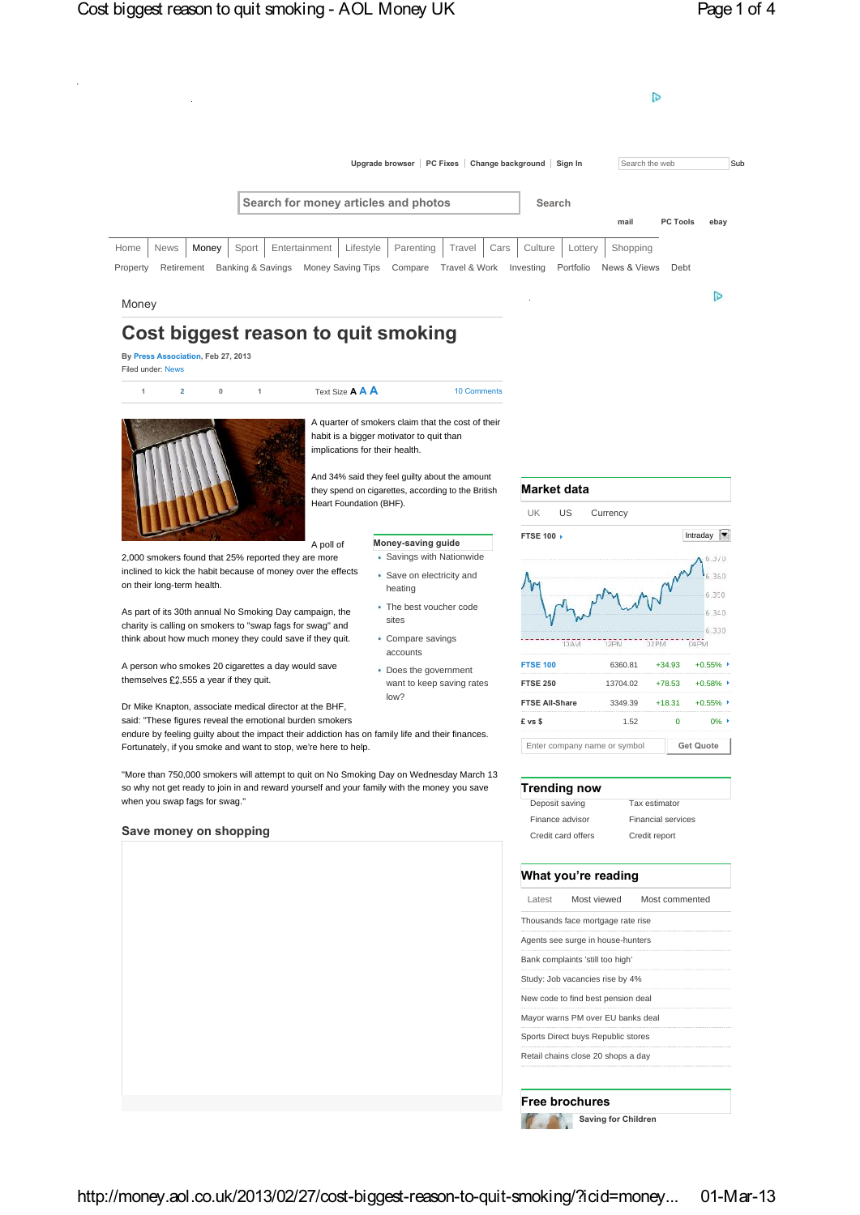Upgrade browser | PC Fixes | Change background | Sign In

Search for money articles and photos Search

mail PC Tools ebay

Home | News | Money | Sport | Entertainment | Lifestyle | Parenting | Travel | Cars | Culture | Lottery | Shopping

Property Retirement Banking & Savings Money Saving Tips Compare Travel & Work Investing Portfolio News & Views Debt

Money

# Cost biggest reason to quit smoking

By **Press Association**, Feb 27, 2013
Filed under: News

1 2 0 1 Text Size A A A 10 Comments

A quarter of smokers claim that the cost of their habit is a bigger motivator to quit than implications for their health.

And 34% said they feel guilty about the amount they spend on cigarettes, according to the British Heart Foundation (BHF).

A poll of 2,000 smokers found that 25% reported they are more inclined to kick the habit because of money over the effects on their long-term health.

As part of its 30th annual No Smoking Day campaign, the charity is calling on smokers to "swap fags for swag" and think about how much money they could save if they quit.

A person who smokes 20 cigarettes a day would save themselves £2,555 a year if they quit.

Dr Mike Knapton, associate medical director at the BHF, said: "These figures reveal the emotional burden smokers endure by feeling guilty about the impact their addiction has on family life and their finances. Fortunately, if you smoke and want to stop, we're here to help.

"More than 750,000 smokers will attempt to quit on No Smoking Day on Wednesday March 13 so why not get ready to join in and reward yourself and your family with the money you save when you swap fags for swag."

**Money-saving guide**

- Savings with Nationwide
- Save on electricity and heating
- The best voucher code sites
- Compare savings accounts
- Does the government want to keep saving rates low?

## Save money on shopping

## Market data

UK US Currency

FTSE 100 Intraday

| | | | |
|---|---|---|---|
| FTSE 100 | 6360.81 | +34.93 | +0.55% |
| FTSE 250 | 13704.02 | +78.53 | +0.58% |
| FTSE All-Share | 3349.39 | +18.31 | +0.55% |
| £ vs $ | 1.52 | 0 | 0% |

Enter company name or symbol Get Quote

## Trending now

- Deposit saving
- Tax estimator
- Finance advisor
- Financial services
- Credit card offers
- Credit report

## What you're reading

Latest | Most viewed | Most commented

- Thousands face mortgage rate rise
- Agents see surge in house-hunters
- Bank complaints 'still too high'
- Study: Job vacancies rise by 4%
- New code to find best pension deal
- Mayor warns PM over EU banks deal
- Sports Direct buys Republic stores
- Retail chains close 20 shops a day

## Free brochures

Saving for Children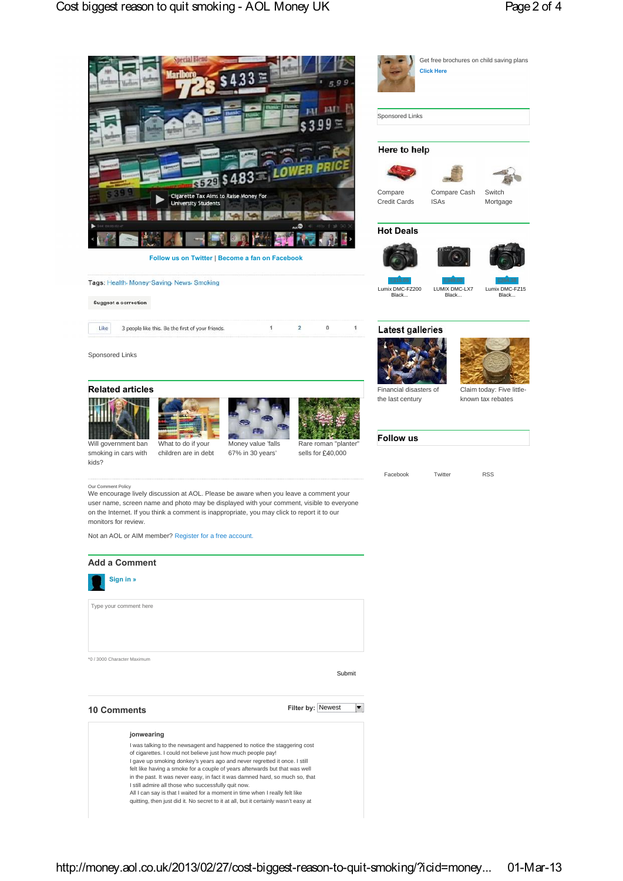Cigarette Tax Aims to Raise Money For University Students

Follow us on Twitter | Become a fan on Facebook

Tags: Health, Money Saving, News, Smoking

Suggest a correction

Like 3 people like this. Be the first of your friends.

Sponsored Links

## Related articles

Will government ban smoking in cars with kids?

What to do if your children are in debt

Money value 'falls 67% in 30 years'

Rare roman "planter" sells for £40,000

Our Comment Policy

We encourage lively discussion at AOL. Please be aware when you leave a comment your user name, screen name and photo may be displayed with your comment, visible to everyone on the Internet. If you think a comment is inappropriate, you may click to report it to our monitors for review.

Not an AOL or AIM member? Register for a free account.

## Add a Comment

Sign in »

Type your comment here

*0 / 3000 Character Maximum

Submit

## 10 Comments

Filter by: Newest

**jonwearing**

I was talking to the newsagent and happened to notice the staggering cost of cigarettes. I could not believe just how much people pay!
I gave up smoking donkey's years ago and never regretted it once. I still felt like having a smoke for a couple of years afterwards but that was well in the past. It was never easy, in fact it was damned hard, so much so, that I still admire all those who successfully quit now.
All I can say is that I waited for a moment in time when I really felt like quitting, then just did it. No secret to it at all, but it certainly wasn't easy at

---

Get free brochures on child saving plans
Click Here

Sponsored Links

## Here to help

Compare Credit Cards

Compare Cash ISAs

Switch Mortgage

## Hot Deals

Lumix DMC-FZ200 Black...

LUMIX DMC-LX7 Black...

Lumix DMC-FZ15 Black...

## Latest galleries

Financial disasters of the last century

Claim today: Five little-known tax rebates

## Follow us

Facebook

Twitter

RSS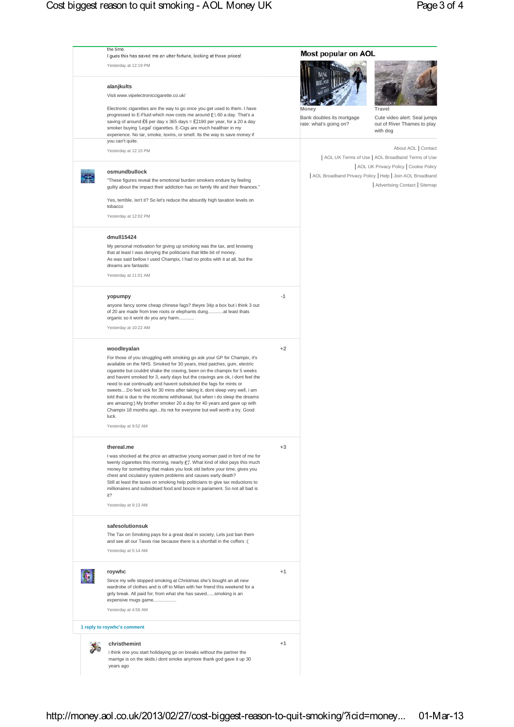the time.
I gues this has saved me an utter fortune, looking at those prices!

Yesterday at 12:19 PM

**alanjkults**

Visit www.vipelectroniccigarette.co.uk/

Electronic cigarettes are the way to go once you get used to them. I have progressed to E-Fluid which now costs me around £1.60 a day. That's a saving of around £6 per day x 365 days = £2190 per year, for a 20 a day smoker buying 'Legal' cigarettes. E-Cigs are much healthier in my experience. No tar, smoke, toxins, or smell. Its the way to save money if you can't quite.

Yesterday at 12:15 PM

**osmundbullock**

"These figures reveal the emotional burden smokers endure by feeling guilty about the impact their addiction has on family life and their finances."

Yes, terrible, isn't it? So let's reduce the absurdly high taxation levels on tobacco

Yesterday at 12:02 PM

**dmull15424**

My personal motivation for giving up smoking was the tax, and knowing that at least I was denying the politicians that little bit of money.
As was said bellow I used Champix, I had no probs with it at all, but the dreams are fantastic

Yesterday at 11:01 AM

**yopumpy** -1

anyone fancy some cheap chinese fags? theyre 34p a box but i think 3 out of 20 are made from tree roots or elephants dung............at least thats organic so it wont do you any harm............

Yesterday at 10:22 AM

**woodleyalan** +2

For those of you struggling with smoking go ask your GP for Champix, it's available on the NHS. Smoked for 30 years, tried patches, gum, electric cigarette but couldnt shake the craving, been on the champix for 5 weeks and havent smoked for 3, early days but the cravings are ok, i dont feel the need to eat continually and havent subsituted the fags for mints or sweets....Do feel sick for 30 mins after taking it, dont sleep very well, i am told that is due to the nicotene withdrawal, but when i do sleep the dreams are amazing:) My brother smoker 20 a day for 40 years and gave up with Champix 18 months ago...Its not for everyone but well worth a try. Good luck.

Yesterday at 9:52 AM

**thereal.me** +3

I was shocked at the price an attractive young woman paid in font of me for twenty cigarettes this morning, nearly £7. What kind of idiot pays this much money for something that makes you look old before your time, gives you chest and ciculatory system problems and causes early death?
Still at least the taxes on smoking help politicians to give tax reductions to millionaires and subsidised food and booze in pariament. So not all bad is it?

Yesterday at 9:13 AM

**safesolutionsuk**

The Tax on Smoking pays for a great deal in society, Lets just ban them and see all our Taxes rise because there is a shortfall in the coffers :(

Yesterday at 5:14 AM

**roywhc** +1

Since my wife stopped smoking at Christmas she's bought an all new wardrobe of clothes and is off to Milan with her friend this weekend for a girly break. All paid for, from what she has saved......smoking is an expensive mugs game.................

Yesterday at 4:56 AM

**1 reply to roywhc's comment**

**christhemint** +1

i think one you start holidaying go on breaks without the partner the marrige is on the skids.i dont smoke anymore thank god gave it up 30 years ago

## Most popular on AOL

**Money**
Bank doubles its mortgage rate: what's going on?

**Travel**
Cute video alert: Seal jumps out of River Thames to play with dog

About AOL | Contact | AOL UK Terms of Use | AOL Broadband Terms of Use | AOL UK Privacy Policy | Cookie Policy | AOL Broadband Privacy Policy | Help | Join AOL Broadband | Advertising Contact | Sitemap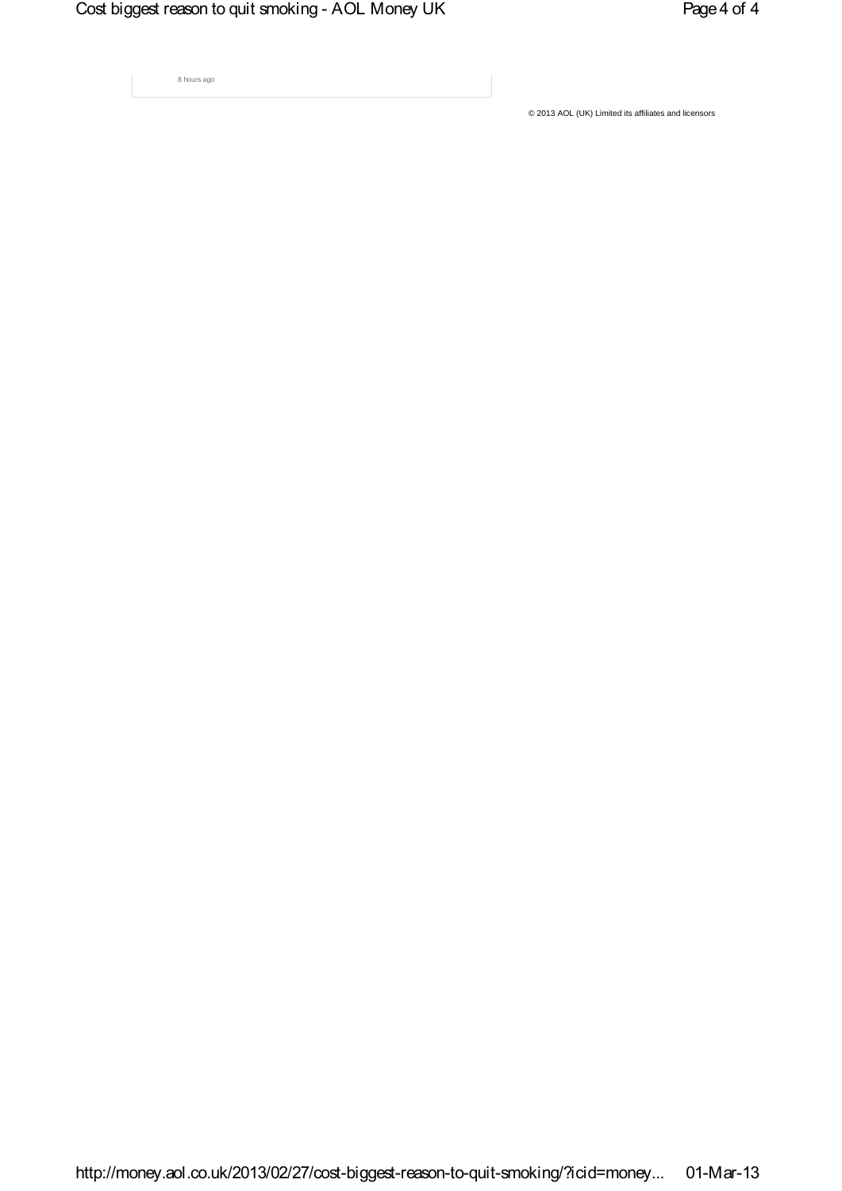8 hours ago

© 2013 AOL (UK) Limited its affiliates and licensors